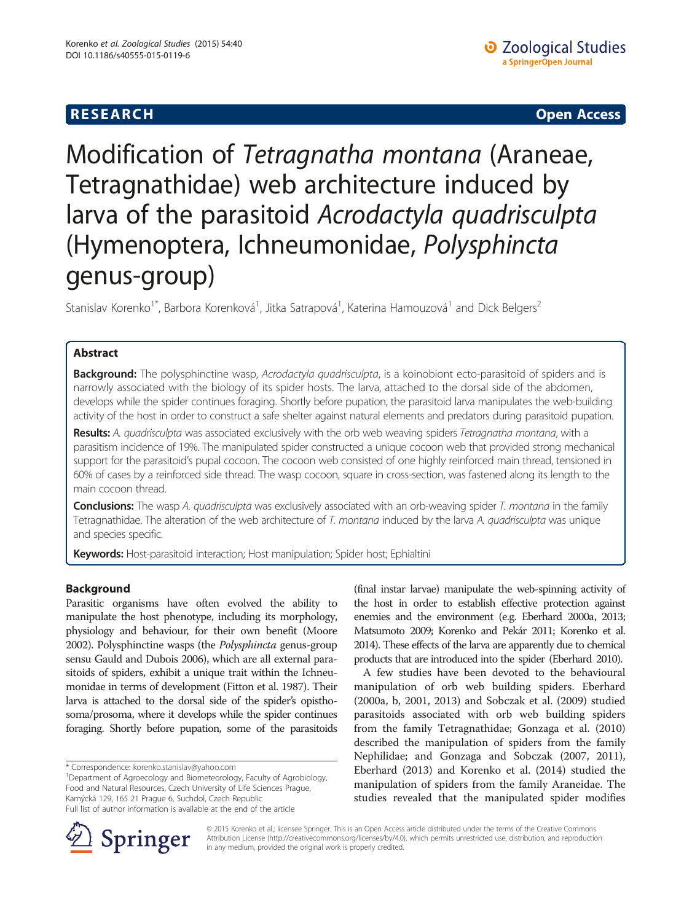**RESEARCH** **Open Access**

# Modification of *Tetragnatha montana* (Araneae, Tetragnathidae) web architecture induced by larva of the parasitoid *Acrodactyla quadrisculpta* (Hymenoptera, Ichneumonidae, *Polysphincta* genus-group)

Stanislav Korenko[1*], Barbora Korenková[1], Jitka Satrapová[1], Katerina Hamouzová[1] and Dick Belgers[2]

## Abstract

**Background:** The polysphinctine wasp, *Acrodactyla quadrisculpta*, is a koinobiont ecto-parasitoid of spiders and is narrowly associated with the biology of its spider hosts. The larva, attached to the dorsal side of the abdomen, develops while the spider continues foraging. Shortly before pupation, the parasitoid larva manipulates the web-building activity of the host in order to construct a safe shelter against natural elements and predators during parasitoid pupation.

**Results:** *A. quadrisculpta* was associated exclusively with the orb web weaving spiders *Tetragnatha montana*, with a parasitism incidence of 19%. The manipulated spider constructed a unique cocoon web that provided strong mechanical support for the parasitoid's pupal cocoon. The cocoon web consisted of one highly reinforced main thread, tensioned in 60% of cases by a reinforced side thread. The wasp cocoon, square in cross-section, was fastened along its length to the main cocoon thread.

**Conclusions:** The wasp *A. quadrisculpta* was exclusively associated with an orb-weaving spider *T. montana* in the family Tetragnathidae. The alteration of the web architecture of *T. montana* induced by the larva *A. quadrisculpta* was unique and species specific.

**Keywords:** Host-parasitoid interaction; Host manipulation; Spider host; Ephialtini

## Background

Parasitic organisms have often evolved the ability to manipulate the host phenotype, including its morphology, physiology and behaviour, for their own benefit (Moore 2002). Polysphinctine wasps (the *Polysphincta* genus-group sensu Gauld and Dubois 2006), which are all external parasitoids of spiders, exhibit a unique trait within the Ichneumonidae in terms of development (Fitton et al. 1987). Their larva is attached to the dorsal side of the spider's opisthosoma/prosoma, where it develops while the spider continues foraging. Shortly before pupation, some of the parasitoids (final instar larvae) manipulate the web-spinning activity of the host in order to establish effective protection against enemies and the environment (e.g. Eberhard 2000a, 2013; Matsumoto 2009; Korenko and Pekár 2011; Korenko et al. 2014). These effects of the larva are apparently due to chemical products that are introduced into the spider (Eberhard 2010).

A few studies have been devoted to the behavioural manipulation of orb web building spiders. Eberhard (2000a, b, 2001, 2013) and Sobczak et al. (2009) studied parasitoids associated with orb web building spiders from the family Tetragnathidae; Gonzaga et al. (2010) described the manipulation of spiders from the family Nephilidae; and Gonzaga and Sobczak (2007, 2011), Eberhard (2013) and Korenko et al. (2014) studied the manipulation of spiders from the family Araneidae. The studies revealed that the manipulated spider modifies

* Correspondence: korenko.stanislav@yahoo.com
[1]Department of Agroecology and Biometeorology, Faculty of Agrobiology, Food and Natural Resources, Czech University of Life Sciences Prague, Kamýcká 129, 165 21 Prague 6, Suchdol, Czech Republic
Full list of author information is available at the end of the article

© 2015 Korenko et al.; licensee Springer. This is an Open Access article distributed under the terms of the Creative Commons Attribution License (http://creativecommons.org/licenses/by/4.0), which permits unrestricted use, distribution, and reproduction in any medium, provided the original work is properly credited.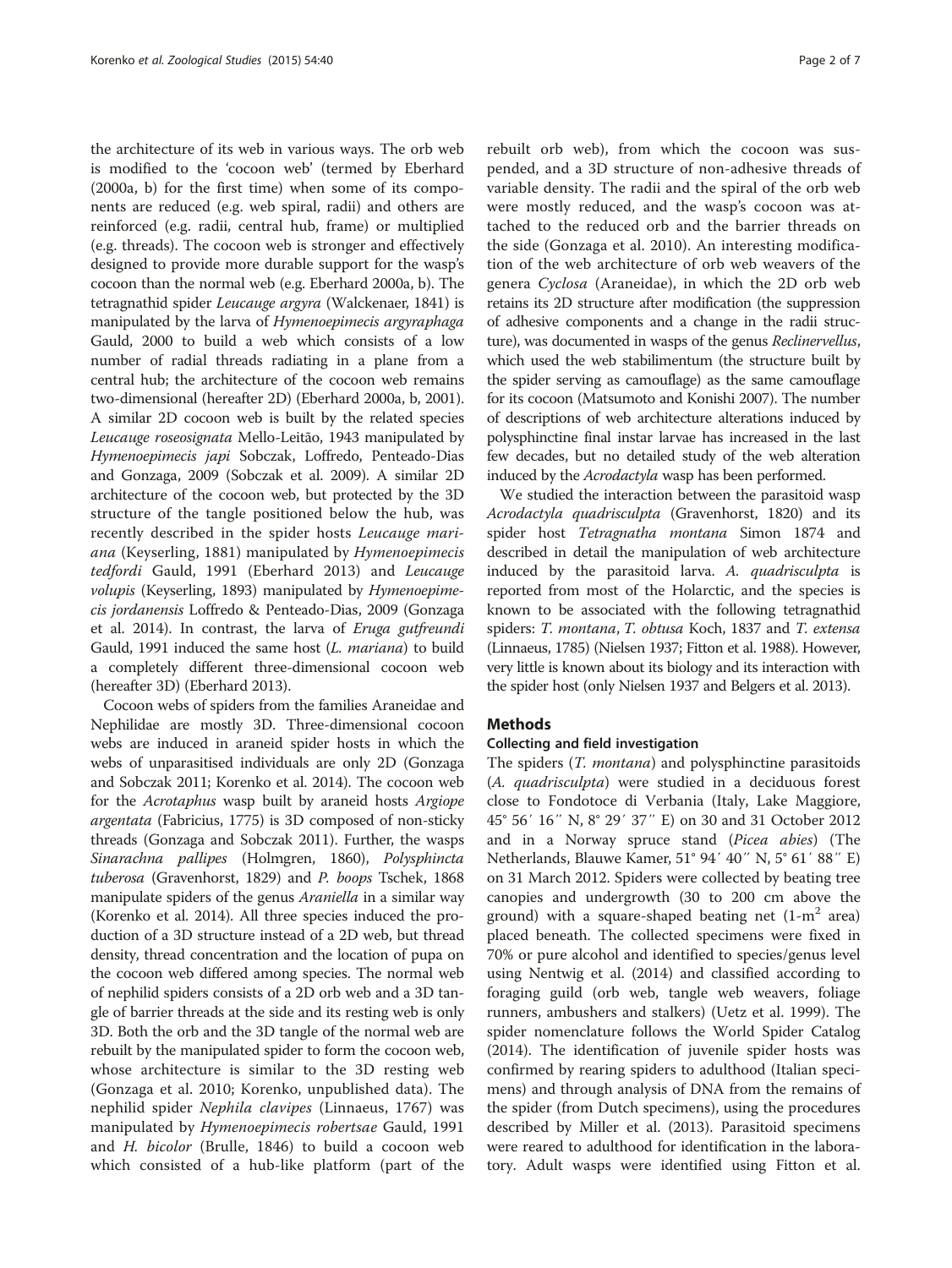the architecture of its web in various ways. The orb web is modified to the 'cocoon web' (termed by Eberhard (2000a, b) for the first time) when some of its components are reduced (e.g. web spiral, radii) and others are reinforced (e.g. radii, central hub, frame) or multiplied (e.g. threads). The cocoon web is stronger and effectively designed to provide more durable support for the wasp's cocoon than the normal web (e.g. Eberhard 2000a, b). The tetragnathid spider *Leucauge argyra* (Walckenaer, 1841) is manipulated by the larva of *Hymenoepimecis argyraphaga* Gauld, 2000 to build a web which consists of a low number of radial threads radiating in a plane from a central hub; the architecture of the cocoon web remains two-dimensional (hereafter 2D) (Eberhard 2000a, b, 2001). A similar 2D cocoon web is built by the related species *Leucauge roseosignata* Mello-Leitão, 1943 manipulated by *Hymenoepimecis japi* Sobczak, Loffredo, Penteado-Dias and Gonzaga, 2009 (Sobczak et al. 2009). A similar 2D architecture of the cocoon web, but protected by the 3D structure of the tangle positioned below the hub, was recently described in the spider hosts *Leucauge mariana* (Keyserling, 1881) manipulated by *Hymenoepimecis tedfordi* Gauld, 1991 (Eberhard 2013) and *Leucauge volupis* (Keyserling, 1893) manipulated by *Hymenoepimecis jordanensis* Loffredo & Penteado-Dias, 2009 (Gonzaga et al. 2014). In contrast, the larva of *Eruga gutfreundi* Gauld, 1991 induced the same host (*L. mariana*) to build a completely different three-dimensional cocoon web (hereafter 3D) (Eberhard 2013).

Cocoon webs of spiders from the families Araneidae and Nephilidae are mostly 3D. Three-dimensional cocoon webs are induced in araneid spider hosts in which the webs of unparasitised individuals are only 2D (Gonzaga and Sobczak 2011; Korenko et al. 2014). The cocoon web for the *Acrotaphus* wasp built by araneid hosts *Argiope argentata* (Fabricius, 1775) is 3D composed of non-sticky threads (Gonzaga and Sobczak 2011). Further, the wasps *Sinarachna pallipes* (Holmgren, 1860), *Polysphincta tuberosa* (Gravenhorst, 1829) and *P. boops* Tschek, 1868 manipulate spiders of the genus *Araniella* in a similar way (Korenko et al. 2014). All three species induced the production of a 3D structure instead of a 2D web, but thread density, thread concentration and the location of pupa on the cocoon web differed among species. The normal web of nephilid spiders consists of a 2D orb web and a 3D tangle of barrier threads at the side and its resting web is only 3D. Both the orb and the 3D tangle of the normal web are rebuilt by the manipulated spider to form the cocoon web, whose architecture is similar to the 3D resting web (Gonzaga et al. 2010; Korenko, unpublished data). The nephilid spider *Nephila clavipes* (Linnaeus, 1767) was manipulated by *Hymenoepimecis robertsae* Gauld, 1991 and *H. bicolor* (Brulle, 1846) to build a cocoon web which consisted of a hub-like platform (part of the rebuilt orb web), from which the cocoon was suspended, and a 3D structure of non-adhesive threads of variable density. The radii and the spiral of the orb web were mostly reduced, and the wasp's cocoon was attached to the reduced orb and the barrier threads on the side (Gonzaga et al. 2010). An interesting modification of the web architecture of orb web weavers of the genera *Cyclosa* (Araneidae), in which the 2D orb web retains its 2D structure after modification (the suppression of adhesive components and a change in the radii structure), was documented in wasps of the genus *Reclinervellus*, which used the web stabilimentum (the structure built by the spider serving as camouflage) as the same camouflage for its cocoon (Matsumoto and Konishi 2007). The number of descriptions of web architecture alterations induced by polysphinctine final instar larvae has increased in the last few decades, but no detailed study of the web alteration induced by the *Acrodactyla* wasp has been performed.

We studied the interaction between the parasitoid wasp *Acrodactyla quadrisculpta* (Gravenhorst, 1820) and its spider host *Tetragnatha montana* Simon 1874 and described in detail the manipulation of web architecture induced by the parasitoid larva. *A. quadrisculpta* is reported from most of the Holarctic, and the species is known to be associated with the following tetragnathid spiders: *T. montana*, *T. obtusa* Koch, 1837 and *T. extensa* (Linnaeus, 1785) (Nielsen 1937; Fitton et al. 1988). However, very little is known about its biology and its interaction with the spider host (only Nielsen 1937 and Belgers et al. 2013).

## Methods

### Collecting and field investigation

The spiders (*T. montana*) and polysphinctine parasitoids (*A. quadrisculpta*) were studied in a deciduous forest close to Fondotoce di Verbania (Italy, Lake Maggiore, 45° 56′ 16″ N, 8° 29′ 37″ E) on 30 and 31 October 2012 and in a Norway spruce stand (*Picea abies*) (The Netherlands, Blauwe Kamer, 51° 94′ 40″ N, 5° 61′ 88″ E) on 31 March 2012. Spiders were collected by beating tree canopies and undergrowth (30 to 200 cm above the ground) with a square-shaped beating net (1-m$^2$ area) placed beneath. The collected specimens were fixed in 70% or pure alcohol and identified to species/genus level using Nentwig et al. (2014) and classified according to foraging guild (orb web, tangle web weavers, foliage runners, ambushers and stalkers) (Uetz et al. 1999). The spider nomenclature follows the World Spider Catalog (2014). The identification of juvenile spider hosts was confirmed by rearing spiders to adulthood (Italian specimens) and through analysis of DNA from the remains of the spider (from Dutch specimens), using the procedures described by Miller et al. (2013). Parasitoid specimens were reared to adulthood for identification in the laboratory. Adult wasps were identified using Fitton et al.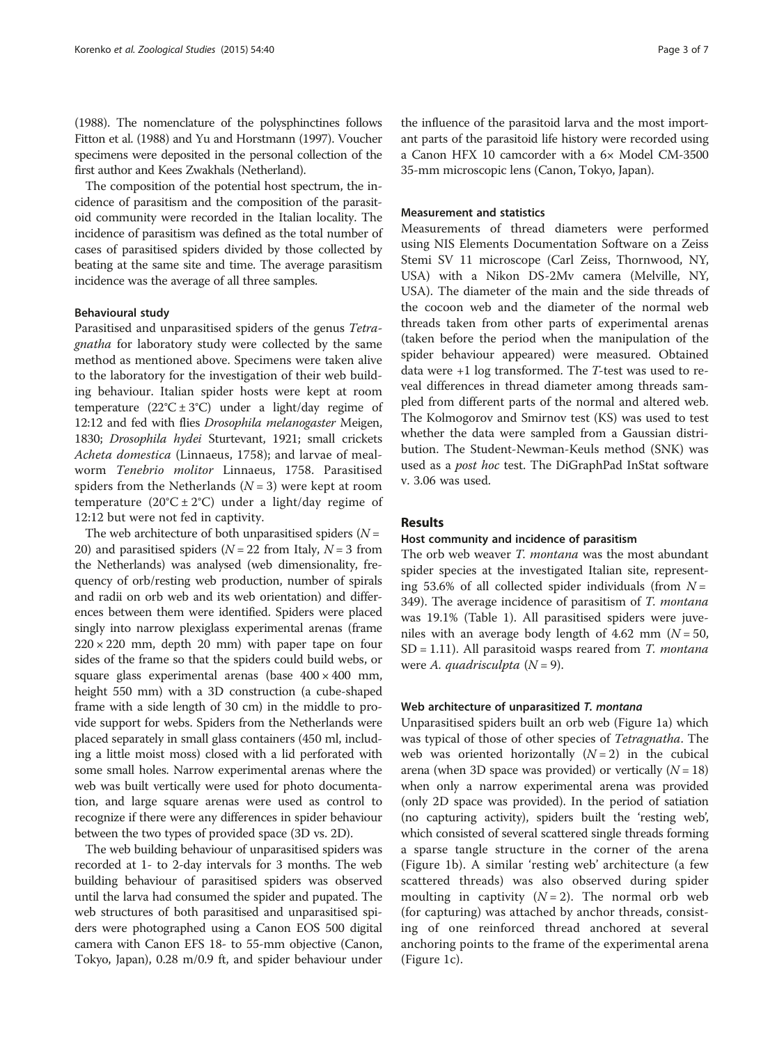(1988). The nomenclature of the polysphinctines follows Fitton et al. (1988) and Yu and Horstmann (1997). Voucher specimens were deposited in the personal collection of the first author and Kees Zwakhals (Netherland).

The composition of the potential host spectrum, the incidence of parasitism and the composition of the parasitoid community were recorded in the Italian locality. The incidence of parasitism was defined as the total number of cases of parasitised spiders divided by those collected by beating at the same site and time. The average parasitism incidence was the average of all three samples.

#### Behavioural study

Parasitised and unparasitised spiders of the genus *Tetragnatha* for laboratory study were collected by the same method as mentioned above. Specimens were taken alive to the laboratory for the investigation of their web building behaviour. Italian spider hosts were kept at room temperature (22°C ± 3°C) under a light/day regime of 12:12 and fed with flies *Drosophila melanogaster* Meigen, 1830; *Drosophila hydei* Sturtevant, 1921; small crickets *Acheta domestica* (Linnaeus, 1758); and larvae of mealworm *Tenebrio molitor* Linnaeus, 1758. Parasitised spiders from the Netherlands ($N = 3$) were kept at room temperature (20°C ± 2°C) under a light/day regime of 12:12 but were not fed in captivity.

The web architecture of both unparasitised spiders ($N = 20$) and parasitised spiders ($N = 22$ from Italy, $N = 3$ from the Netherlands) was analysed (web dimensionality, frequency of orb/resting web production, number of spirals and radii on orb web and its web orientation) and differences between them were identified. Spiders were placed singly into narrow plexiglass experimental arenas (frame 220 × 220 mm, depth 20 mm) with paper tape on four sides of the frame so that the spiders could build webs, or square glass experimental arenas (base 400 × 400 mm, height 550 mm) with a 3D construction (a cube-shaped frame with a side length of 30 cm) in the middle to provide support for webs. Spiders from the Netherlands were placed separately in small glass containers (450 ml, including a little moist moss) closed with a lid perforated with some small holes. Narrow experimental arenas where the web was built vertically were used for photo documentation, and large square arenas were used as control to recognize if there were any differences in spider behaviour between the two types of provided space (3D vs. 2D).

The web building behaviour of unparasitised spiders was recorded at 1- to 2-day intervals for 3 months. The web building behaviour of parasitised spiders was observed until the larva had consumed the spider and pupated. The web structures of both parasitised and unparasitised spiders were photographed using a Canon EOS 500 digital camera with Canon EFS 18- to 55-mm objective (Canon, Tokyo, Japan), 0.28 m/0.9 ft, and spider behaviour under the influence of the parasitoid larva and the most important parts of the parasitoid life history were recorded using a Canon HFX 10 camcorder with a 6× Model CM-3500 35-mm microscopic lens (Canon, Tokyo, Japan).

#### Measurement and statistics

Measurements of thread diameters were performed using NIS Elements Documentation Software on a Zeiss Stemi SV 11 microscope (Carl Zeiss, Thornwood, NY, USA) with a Nikon DS-2Mv camera (Melville, NY, USA). The diameter of the main and the side threads of the cocoon web and the diameter of the normal web threads taken from other parts of experimental arenas (taken before the period when the manipulation of the spider behaviour appeared) were measured. Obtained data were +1 log transformed. The *T*-test was used to reveal differences in thread diameter among threads sampled from different parts of the normal and altered web. The Kolmogorov and Smirnov test (KS) was used to test whether the data were sampled from a Gaussian distribution. The Student-Newman-Keuls method (SNK) was used as a *post hoc* test. The DiGraphPad InStat software v. 3.06 was used.

## Results

#### Host community and incidence of parasitism

The orb web weaver *T. montana* was the most abundant spider species at the investigated Italian site, representing 53.6% of all collected spider individuals (from $N = 349$). The average incidence of parasitism of *T. montana* was 19.1% (Table 1). All parasitised spiders were juveniles with an average body length of 4.62 mm ($N = 50$, $SD = 1.11$). All parasitoid wasps reared from *T. montana* were *A. quadrisculpta* ($N = 9$).

#### Web architecture of unparasitized *T. montana*

Unparasitised spiders built an orb web (Figure 1a) which was typical of those of other species of *Tetragnatha*. The web was oriented horizontally ($N = 2$) in the cubical arena (when 3D space was provided) or vertically ($N = 18$) when only a narrow experimental arena was provided (only 2D space was provided). In the period of satiation (no capturing activity), spiders built the 'resting web', which consisted of several scattered single threads forming a sparse tangle structure in the corner of the arena (Figure 1b). A similar 'resting web' architecture (a few scattered threads) was also observed during spider moulting in captivity ($N = 2$). The normal orb web (for capturing) was attached by anchor threads, consisting of one reinforced thread anchored at several anchoring points to the frame of the experimental arena (Figure 1c).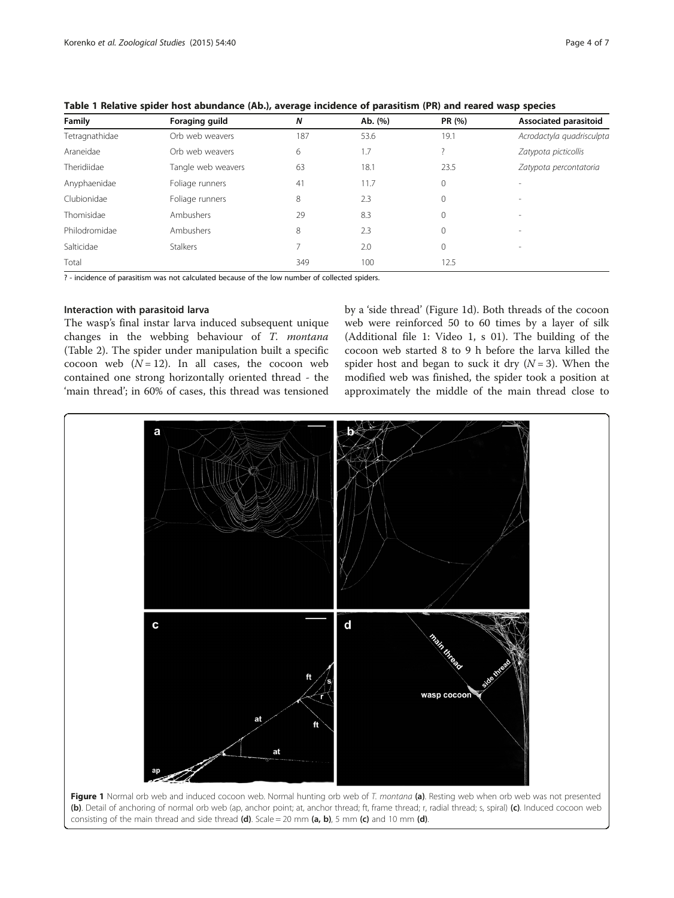**Table 1 Relative spider host abundance (Ab.), average incidence of parasitism (PR) and reared wasp species**

| Family | Foraging guild | *N* | Ab. (%) | PR (%) | Associated parasitoid |
|---|---|---|---|---|---|
| Tetragnathidae | Orb web weavers | 187 | 53.6 | 19.1 | *Acrodactyla quadrisculpta* |
| Araneidae | Orb web weavers | 6 | 1.7 | ? | *Zatypota picticollis* |
| Theridiidae | Tangle web weavers | 63 | 18.1 | 23.5 | *Zatypota percontatoria* |
| Anyphaenidae | Foliage runners | 41 | 11.7 | 0 | - |
| Clubionidae | Foliage runners | 8 | 2.3 | 0 | - |
| Thomisidae | Ambushers | 29 | 8.3 | 0 | - |
| Philodromidae | Ambushers | 8 | 2.3 | 0 | - |
| Salticidae | Stalkers | 7 | 2.0 | 0 | - |
| Total | | 349 | 100 | 12.5 | |

? - incidence of parasitism was not calculated because of the low number of collected spiders.

### Interaction with parasitoid larva

The wasp's final instar larva induced subsequent unique changes in the webbing behaviour of *T. montana* (Table 2). The spider under manipulation built a specific cocoon web ($N = 12$). In all cases, the cocoon web contained one strong horizontally oriented thread - the 'main thread'; in 60% of cases, this thread was tensioned by a 'side thread' (Figure 1d). Both threads of the cocoon web were reinforced 50 to 60 times by a layer of silk (Additional file 1: Video 1, s 01). The building of the cocoon web started 8 to 9 h before the larva killed the spider host and began to suck it dry ($N = 3$). When the modified web was finished, the spider took a position at approximately the middle of the main thread close to

**Figure 1** Normal orb web and induced cocoon web. Normal hunting orb web of *T. montana* **(a)**. Resting web when orb web was not presented **(b)**. Detail of anchoring of normal orb web (ap, anchor point; at, anchor thread; ft, frame thread; r, radial thread; s, spiral) **(c)**. Induced cocoon web consisting of the main thread and side thread **(d)**. Scale = 20 mm **(a, b)**, 5 mm **(c)** and 10 mm **(d)**.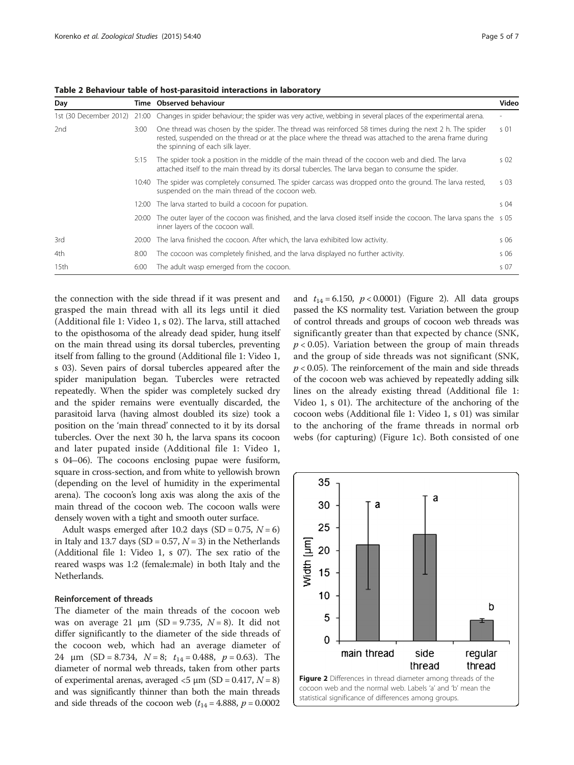**Table 2 Behaviour table of host-parasitoid interactions in laboratory**

| Day | Time | Observed behaviour | Video |
|---|---|---|---|
| 1st (30 December 2012) | 21:00 | Changes in spider behaviour; the spider was very active, webbing in several places of the experimental arena. | - |
| 2nd | 3:00 | One thread was chosen by the spider. The thread was reinforced 58 times during the next 2 h. The spider rested, suspended on the thread or at the place where the thread was attached to the arena frame during the spinning of each silk layer. | s 01 |
| | 5:15 | The spider took a position in the middle of the main thread of the cocoon web and died. The larva attached itself to the main thread by its dorsal tubercles. The larva began to consume the spider. | s 02 |
| | 10:40 | The spider was completely consumed. The spider carcass was dropped onto the ground. The larva rested, suspended on the main thread of the cocoon web. | s 03 |
| | 12:00 | The larva started to build a cocoon for pupation. | s 04 |
| | 20:00 | The outer layer of the cocoon was finished, and the larva closed itself inside the cocoon. The larva spans the inner layers of the cocoon wall. | s 05 |
| 3rd | 20:00 | The larva finished the cocoon. After which, the larva exhibited low activity. | s 06 |
| 4th | 8:00 | The cocoon was completely finished, and the larva displayed no further activity. | s 06 |
| 15th | 6:00 | The adult wasp emerged from the cocoon. | s 07 |

the connection with the side thread if it was present and grasped the main thread with all its legs until it died (Additional file 1: Video 1, s 02). The larva, still attached to the opisthosoma of the already dead spider, hung itself on the main thread using its dorsal tubercles, preventing itself from falling to the ground (Additional file 1: Video 1, s 03). Seven pairs of dorsal tubercles appeared after the spider manipulation began. Tubercles were retracted repeatedly. When the spider was completely sucked dry and the spider remains were eventually discarded, the parasitoid larva (having almost doubled its size) took a position on the 'main thread' connected to it by its dorsal tubercles. Over the next 30 h, the larva spans its cocoon and later pupated inside (Additional file 1: Video 1, s 04–06). The cocoons enclosing pupae were fusiform, square in cross-section, and from white to yellowish brown (depending on the level of humidity in the experimental arena). The cocoon's long axis was along the axis of the main thread of the cocoon web. The cocoon walls were densely woven with a tight and smooth outer surface.

Adult wasps emerged after 10.2 days (SD = 0.75, $N = 6$) in Italy and 13.7 days (SD = 0.57, $N = 3$) in the Netherlands (Additional file 1: Video 1, s 07). The sex ratio of the reared wasps was 1:2 (female:male) in both Italy and the Netherlands.

### Reinforcement of threads

The diameter of the main threads of the cocoon web was on average 21 μm (SD = 9.735, $N = 8$). It did not differ significantly to the diameter of the side threads of the cocoon web, which had an average diameter of 24 μm (SD = 8.734, $N = 8$; $t_{14} = 0.488$, $p = 0.63$). The diameter of normal web threads, taken from other parts of experimental arenas, averaged <5 μm (SD = 0.417, $N = 8$) and was significantly thinner than both the main threads and side threads of the cocoon web ($t_{14} = 4.888$, $p = 0.0002$ and $t_{14} = 6.150$, $p < 0.0001$) (Figure 2). All data groups passed the KS normality test. Variation between the group of control threads and groups of cocoon web threads was significantly greater than that expected by chance (SNK, $p < 0.05$). Variation between the group of main threads and the group of side threads was not significant (SNK, $p < 0.05$). The reinforcement of the main and side threads of the cocoon web was achieved by repeatedly adding silk lines on the already existing thread (Additional file 1: Video 1, s 01). The architecture of the anchoring of the cocoon webs (Additional file 1: Video 1, s 01) was similar to the anchoring of the frame threads in normal orb webs (for capturing) (Figure 1c). Both consisted of one

**Figure 2** Differences in thread diameter among threads of the cocoon web and the normal web. Labels 'a' and 'b' mean the statistical significance of differences among groups.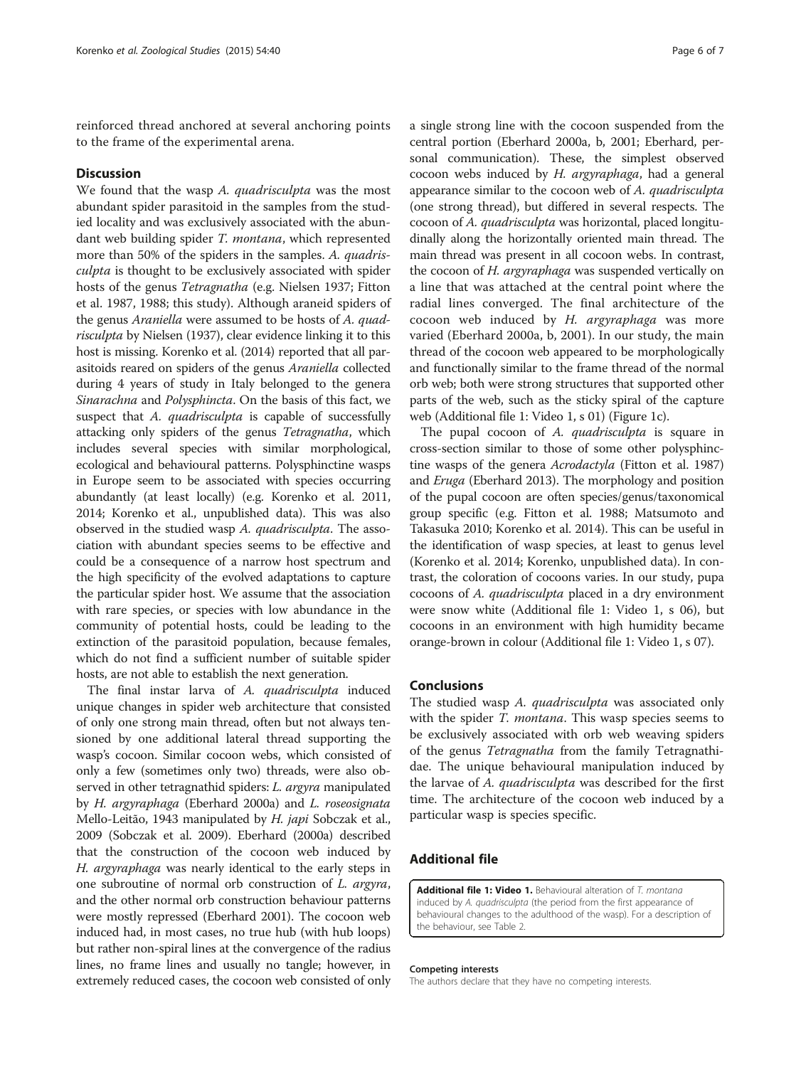reinforced thread anchored at several anchoring points to the frame of the experimental arena.

## Discussion

We found that the wasp *A. quadrisculpta* was the most abundant spider parasitoid in the samples from the studied locality and was exclusively associated with the abundant web building spider *T. montana*, which represented more than 50% of the spiders in the samples. *A. quadrisculpta* is thought to be exclusively associated with spider hosts of the genus *Tetragnatha* (e.g. Nielsen 1937; Fitton et al. 1987, 1988; this study). Although araneid spiders of the genus *Araniella* were assumed to be hosts of *A. quadrisculpta* by Nielsen (1937), clear evidence linking it to this host is missing. Korenko et al. (2014) reported that all parasitoids reared on spiders of the genus *Araniella* collected during 4 years of study in Italy belonged to the genera *Sinarachna* and *Polysphincta*. On the basis of this fact, we suspect that *A. quadrisculpta* is capable of successfully attacking only spiders of the genus *Tetragnatha*, which includes several species with similar morphological, ecological and behavioural patterns. Polysphinctine wasps in Europe seem to be associated with species occurring abundantly (at least locally) (e.g. Korenko et al. 2011, 2014; Korenko et al., unpublished data). This was also observed in the studied wasp *A. quadrisculpta*. The association with abundant species seems to be effective and could be a consequence of a narrow host spectrum and the high specificity of the evolved adaptations to capture the particular spider host. We assume that the association with rare species, or species with low abundance in the community of potential hosts, could be leading to the extinction of the parasitoid population, because females, which do not find a sufficient number of suitable spider hosts, are not able to establish the next generation.

The final instar larva of *A. quadrisculpta* induced unique changes in spider web architecture that consisted of only one strong main thread, often but not always tensioned by one additional lateral thread supporting the wasp's cocoon. Similar cocoon webs, which consisted of only a few (sometimes only two) threads, were also observed in other tetragnathid spiders: *L. argyra* manipulated by *H. argyraphaga* (Eberhard 2000a) and *L. roseosignata* Mello-Leitão, 1943 manipulated by *H. japi* Sobczak et al., 2009 (Sobczak et al. 2009). Eberhard (2000a) described that the construction of the cocoon web induced by *H. argyraphaga* was nearly identical to the early steps in one subroutine of normal orb construction of *L. argyra*, and the other normal orb construction behaviour patterns were mostly repressed (Eberhard 2001). The cocoon web induced had, in most cases, no true hub (with hub loops) but rather non-spiral lines at the convergence of the radius lines, no frame lines and usually no tangle; however, in extremely reduced cases, the cocoon web consisted of only a single strong line with the cocoon suspended from the central portion (Eberhard 2000a, b, 2001; Eberhard, personal communication). These, the simplest observed cocoon webs induced by *H. argyraphaga*, had a general appearance similar to the cocoon web of *A. quadrisculpta* (one strong thread), but differed in several respects. The cocoon of *A. quadrisculpta* was horizontal, placed longitudinally along the horizontally oriented main thread. The main thread was present in all cocoon webs. In contrast, the cocoon of *H. argyraphaga* was suspended vertically on a line that was attached at the central point where the radial lines converged. The final architecture of the cocoon web induced by *H. argyraphaga* was more varied (Eberhard 2000a, b, 2001). In our study, the main thread of the cocoon web appeared to be morphologically and functionally similar to the frame thread of the normal orb web; both were strong structures that supported other parts of the web, such as the sticky spiral of the capture web (Additional file 1: Video 1, s 01) (Figure 1c).

The pupal cocoon of *A. quadrisculpta* is square in cross-section similar to those of some other polysphinctine wasps of the genera *Acrodactyla* (Fitton et al. 1987) and *Eruga* (Eberhard 2013). The morphology and position of the pupal cocoon are often species/genus/taxonomical group specific (e.g. Fitton et al. 1988; Matsumoto and Takasuka 2010; Korenko et al. 2014). This can be useful in the identification of wasp species, at least to genus level (Korenko et al. 2014; Korenko, unpublished data). In contrast, the coloration of cocoons varies. In our study, pupa cocoons of *A. quadrisculpta* placed in a dry environment were snow white (Additional file 1: Video 1, s 06), but cocoons in an environment with high humidity became orange-brown in colour (Additional file 1: Video 1, s 07).

## Conclusions

The studied wasp *A. quadrisculpta* was associated only with the spider *T. montana*. This wasp species seems to be exclusively associated with orb web weaving spiders of the genus *Tetragnatha* from the family Tetragnathidae. The unique behavioural manipulation induced by the larvae of *A. quadrisculpta* was described for the first time. The architecture of the cocoon web induced by a particular wasp is species specific.

## Additional file

**Additional file 1: Video 1.** Behavioural alteration of *T. montana* induced by *A. quadrisculpta* (the period from the first appearance of behavioural changes to the adulthood of the wasp). For a description of the behaviour, see Table 2.

#### Competing interests

The authors declare that they have no competing interests.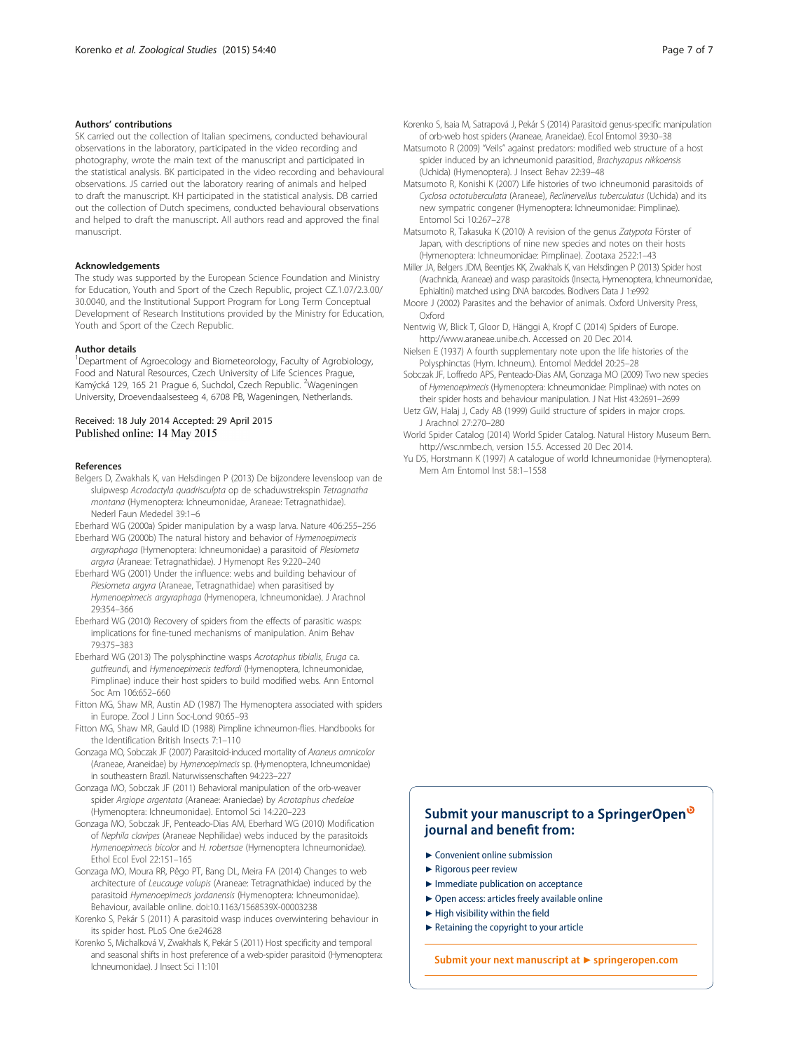### Authors' contributions

SK carried out the collection of Italian specimens, conducted behavioural observations in the laboratory, participated in the video recording and photography, wrote the main text of the manuscript and participated in the statistical analysis. BK participated in the video recording and behavioural observations. JS carried out the laboratory rearing of animals and helped to draft the manuscript. KH participated in the statistical analysis. DB carried out the collection of Dutch specimens, conducted behavioural observations and helped to draft the manuscript. All authors read and approved the final manuscript.

### Acknowledgements

The study was supported by the European Science Foundation and Ministry for Education, Youth and Sport of the Czech Republic, project CZ.1.07/2.3.00/30.0040, and the Institutional Support Program for Long Term Conceptual Development of Research Institutions provided by the Ministry for Education, Youth and Sport of the Czech Republic.

### Author details

[1]Department of Agroecology and Biometeorology, Faculty of Agrobiology, Food and Natural Resources, Czech University of Life Sciences Prague, Kamýcká 129, 165 21 Prague 6, Suchdol, Czech Republic. [2]Wageningen University, Droevendaalsesteeg 4, 6708 PB, Wageningen, Netherlands.

Received: 18 July 2014 Accepted: 29 April 2015
Published online: 14 May 2015

### References

Belgers D, Zwakhals K, van Helsdingen P (2013) De bijzondere levensloop van de sluipwesp *Acrodactyla quadrisculpta* op de schaduwstrekspin *Tetragnatha montana* (Hymenoptera: Ichneumonidae, Araneae: Tetragnathidae). Nederl Faun Mededel 39:1–6

Eberhard WG (2000a) Spider manipulation by a wasp larva. Nature 406:255–256

Eberhard WG (2000b) The natural history and behavior of *Hymenoepimecis argyraphaga* (Hymenoptera: Ichneumonidae) a parasitoid of *Plesiometa argyra* (Araneae: Tetragnathidae). J Hymenopt Res 9:220–240

Eberhard WG (2001) Under the influence: webs and building behaviour of *Plesiometa argyra* (Araneae, Tetragnathidae) when parasitised by *Hymenoepimecis argyraphaga* (Hymenopera, Ichneumonidae). J Arachnol 29:354–366

Eberhard WG (2010) Recovery of spiders from the effects of parasitic wasps: implications for fine-tuned mechanisms of manipulation. Anim Behav 79:375–383

Eberhard WG (2013) The polysphinctine wasps *Acrotaphus tibialis*, *Eruga* ca. *gutfreundi*, and *Hymenoepimecis tedfordi* (Hymenoptera, Ichneumonidae, Pimplinae) induce their host spiders to build modified webs. Ann Entomol Soc Am 106:652–660

Fitton MG, Shaw MR, Austin AD (1987) The Hymenoptera associated with spiders in Europe. Zool J Linn Soc-Lond 90:65–93

Fitton MG, Shaw MR, Gauld ID (1988) Pimpline ichneumon-flies. Handbooks for the Identification British Insects 7:1–110

Gonzaga MO, Sobczak JF (2007) Parasitoid-induced mortality of *Araneus omnicolor* (Araneae, Araneidae) by *Hymenoepimecis* sp. (Hymenoptera, Ichneumonidae) in southeastern Brazil. Naturwissenschaften 94:223–227

Gonzaga MO, Sobczak JF (2011) Behavioral manipulation of the orb-weaver spider *Argiope argentata* (Araneae: Araniedae) by *Acrotaphus chedelae* (Hymenoptera: Ichneumonidae). Entomol Sci 14:220–223

Gonzaga MO, Sobczak JF, Penteado-Dias AM, Eberhard WG (2010) Modification of *Nephila clavipes* (Araneae Nephilidae) webs induced by the parasitoids *Hymenoepimecis bicolor* and *H. robertsae* (Hymenoptera Ichneumonidae). Ethol Ecol Evol 22:151–165

Gonzaga MO, Moura RR, Pêgo PT, Bang DL, Meira FA (2014) Changes to web architecture of *Leucauge volupis* (Araneae: Tetragnathidae) induced by the parasitoid *Hymenoepimecis jordanensis* (Hymenoptera: Ichneumonidae). Behaviour, available online. doi:10.1163/1568539X-00003238

Korenko S, Pekár S (2011) A parasitoid wasp induces overwintering behaviour in its spider host. PLoS One 6:e24628

Korenko S, Michalková V, Zwakhals K, Pekár S (2011) Host specificity and temporal and seasonal shifts in host preference of a web-spider parasitoid (Hymenoptera: Ichneumonidae). J Insect Sci 11:101

Korenko S, Isaia M, Satrapová J, Pekár S (2014) Parasitoid genus-specific manipulation of orb-web host spiders (Araneae, Araneidae). Ecol Entomol 39:30–38

Matsumoto R (2009) "Veils" against predators: modified web structure of a host spider induced by an ichneumonid parasitiod, *Brachyzapus nikkoensis* (Uchida) (Hymenoptera). J Insect Behav 22:39–48

Matsumoto R, Konishi K (2007) Life histories of two ichneumonid parasitoids of *Cyclosa octotuberculata* (Araneae), *Reclinervellus tuberculatus* (Uchida) and its new sympatric congener (Hymenoptera: Ichneumonidae: Pimplinae). Entomol Sci 10:267–278

Matsumoto R, Takasuka K (2010) A revision of the genus *Zatypota* Förster of Japan, with descriptions of nine new species and notes on their hosts (Hymenoptera: Ichneumonidae: Pimplinae). Zootaxa 2522:1–43

Miller JA, Belgers JDM, Beentjes KK, Zwakhals K, van Helsdingen P (2013) Spider host (Arachnida, Araneae) and wasp parasitoids (Insecta, Hymenoptera, Ichneumonidae, Ephialtini) matched using DNA barcodes. Biodivers Data J 1:e992

Moore J (2002) Parasites and the behavior of animals. Oxford University Press, Oxford

Nentwig W, Blick T, Gloor D, Hänggi A, Kropf C (2014) Spiders of Europe. http://www.araneae.unibe.ch. Accessed on 20 Dec 2014.

Nielsen E (1937) A fourth supplementary note upon the life histories of the Polysphinctas (Hym. Ichneum.). Entomol Meddel 20:25–28

Sobczak JF, Loffredo APS, Penteado-Dias AM, Gonzaga MO (2009) Two new species of *Hymenoepimecis* (Hymenoptera: Ichneumonidae: Pimplinae) with notes on their spider hosts and behaviour manipulation. J Nat Hist 43:2691–2699

Uetz GW, Halaj J, Cady AB (1999) Guild structure of spiders in major crops. J Arachnol 27:270–280

World Spider Catalog (2014) World Spider Catalog. Natural History Museum Bern. http://wsc.nmbe.ch, version 15.5. Accessed 20 Dec 2014.

Yu DS, Horstmann K (1997) A catalogue of world Ichneumonidae (Hymenoptera). Mem Am Entomol Inst 58:1–1558

**Submit your manuscript to a SpringerOpen journal and benefit from:**

- ► Convenient online submission
- ► Rigorous peer review
- ► Immediate publication on acceptance
- ► Open access: articles freely available online
- ► High visibility within the field
- ► Retaining the copyright to your article

**Submit your next manuscript at ► springeropen.com**